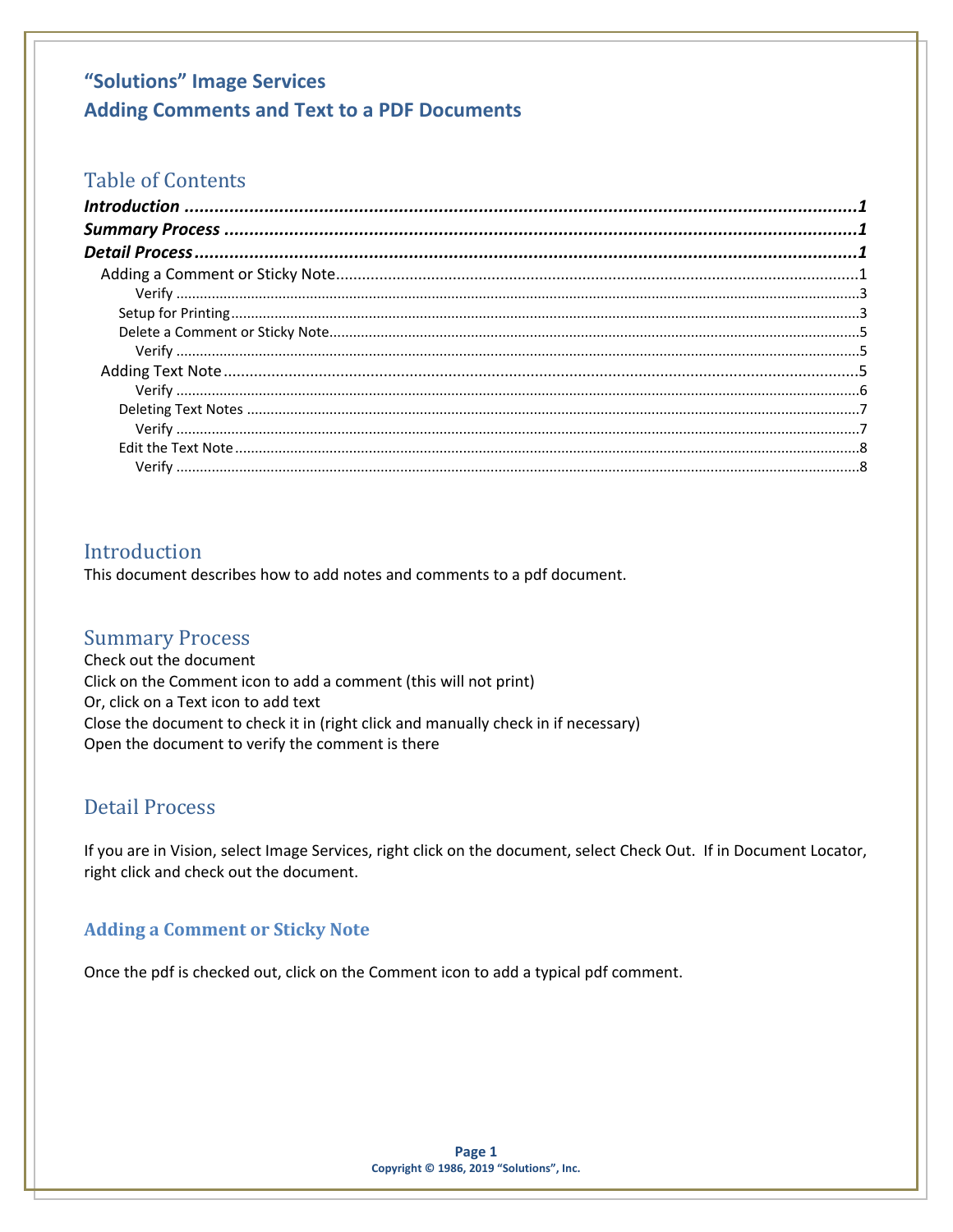# "Solutions" Image Services
# Adding Comments and Text to a PDF Documents

## Table of Contents

***Introduction*** ........................................................................ ***1***
***Summary Process*** ........................................................................ ***1***
***Detail Process*** ........................................................................ ***1***
- Adding a Comment or Sticky Note ........................................................................ 1
  - Verify ........................................................................ 3
  - Setup for Printing ........................................................................ 3
  - Delete a Comment or Sticky Note ........................................................................ 5
    - Verify ........................................................................ 5
- Adding Text Note ........................................................................ 5
  - Verify ........................................................................ 6
  - Deleting Text Notes ........................................................................ 7
    - Verify ........................................................................ 7
  - Edit the Text Note ........................................................................ 8
    - Verify ........................................................................ 8

## Introduction

This document describes how to add notes and comments to a pdf document.

## Summary Process

Check out the document
Click on the Comment icon to add a comment (this will not print)
Or, click on a Text icon to add text
Close the document to check it in (right click and manually check in if necessary)
Open the document to verify the comment is there

## Detail Process

If you are in Vision, select Image Services, right click on the document, select Check Out. If in Document Locator, right click and check out the document.

### Adding a Comment or Sticky Note

Once the pdf is checked out, click on the Comment icon to add a typical pdf comment.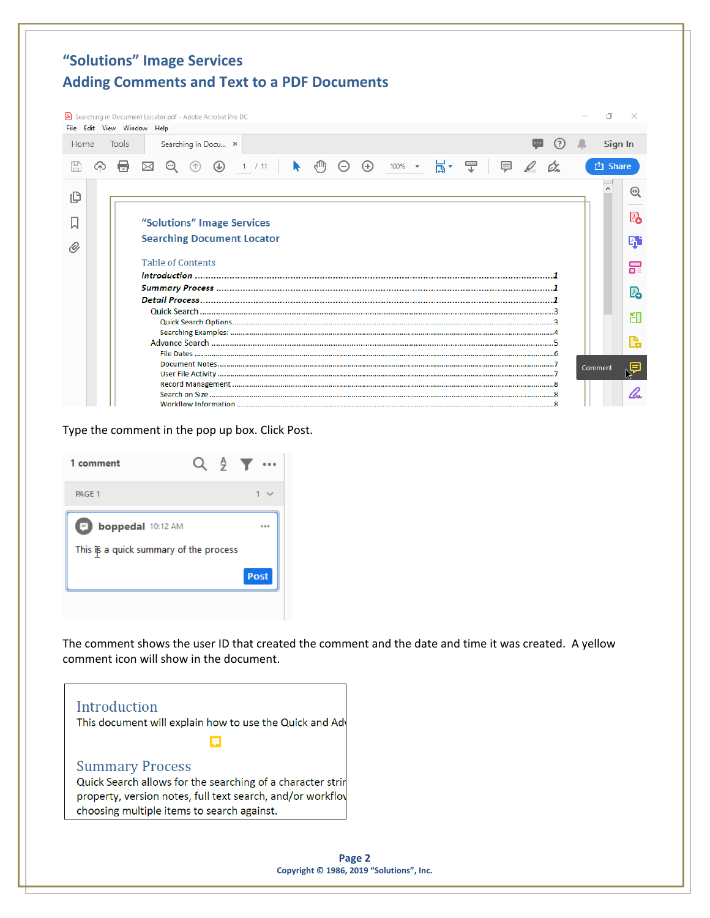# "Solutions" Image Services

## Adding Comments and Text to a PDF Documents

Type the comment in the pop up box. Click Post.

The comment shows the user ID that created the comment and the date and time it was created.  A yellow comment icon will show in the document.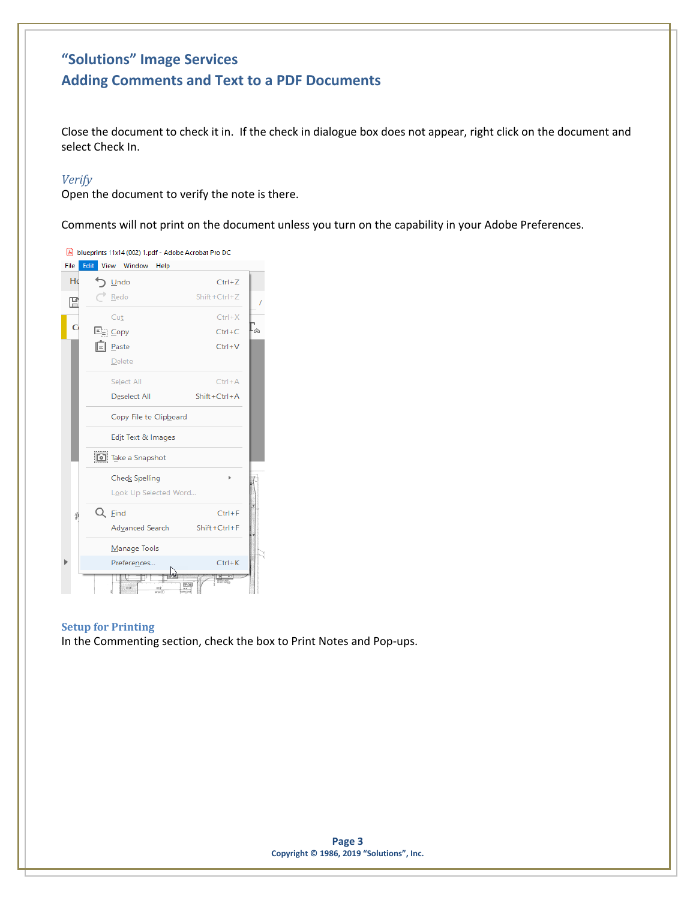## "Solutions" Image Services
## Adding Comments and Text to a PDF Documents

Close the document to check it in. If the check in dialogue box does not appear, right click on the document and select Check In.

### *Verify*

Open the document to verify the note is there.

Comments will not print on the document unless you turn on the capability in your Adobe Preferences.

### Setup for Printing

In the Commenting section, check the box to Print Notes and Pop-ups.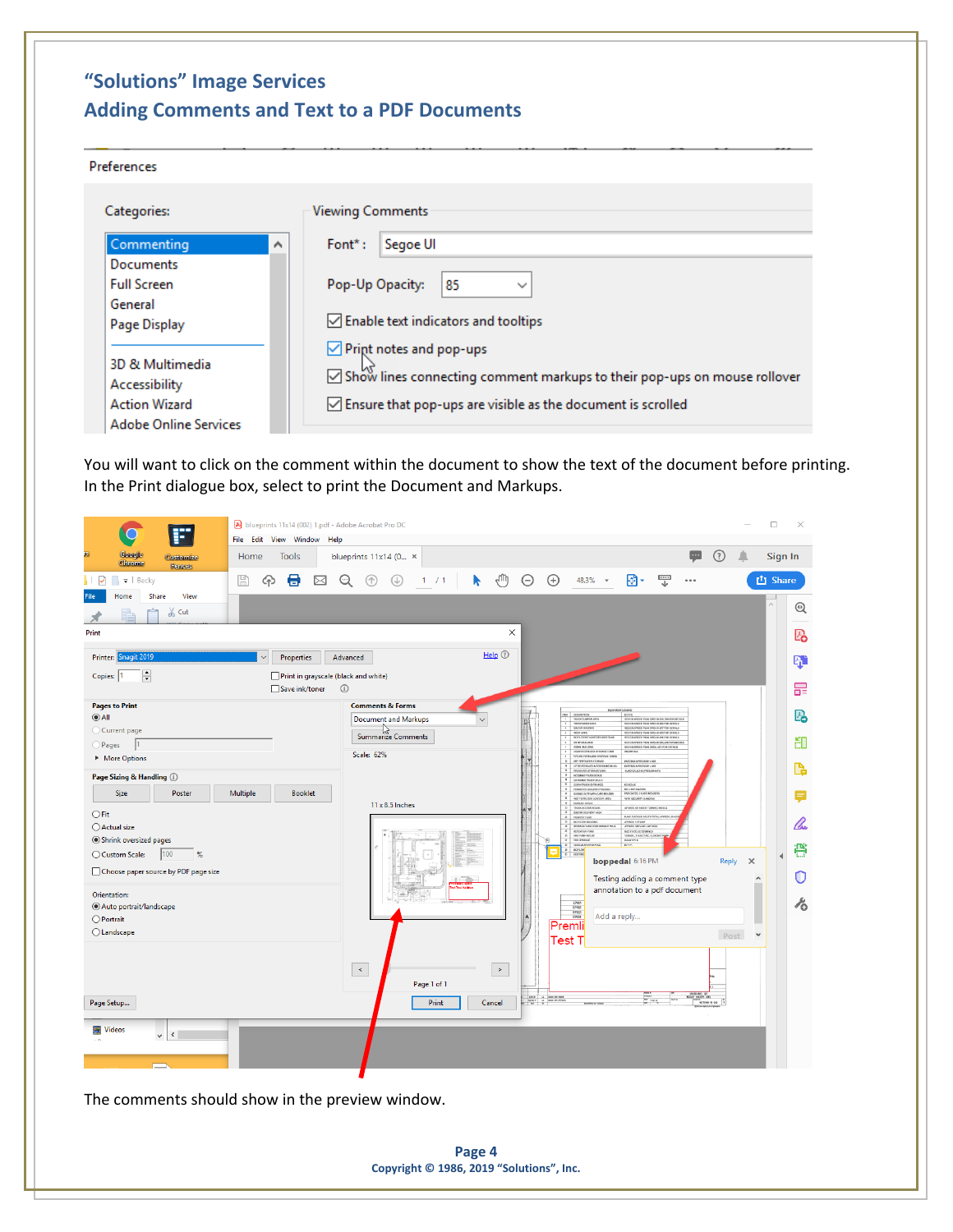## "Solutions" Image Services
## Adding Comments and Text to a PDF Documents

Preferences

Categories:

- Commenting
- Documents
- Full Screen
- General
- Page Display
- 3D & Multimedia
- Accessibility
- Action Wizard
- Adobe Online Services

Viewing Comments

Font*: Segoe UI

Pop-Up Opacity: 85

- ☑ Enable text indicators and tooltips
- ☑ Print notes and pop-ups
- ☑ Show lines connecting comment markups to their pop-ups on mouse rollover
- ☑ Ensure that pop-ups are visible as the document is scrolled

You will want to click on the comment within the document to show the text of the document before printing. In the Print dialogue box, select to print the Document and Markups.

The comments should show in the preview window.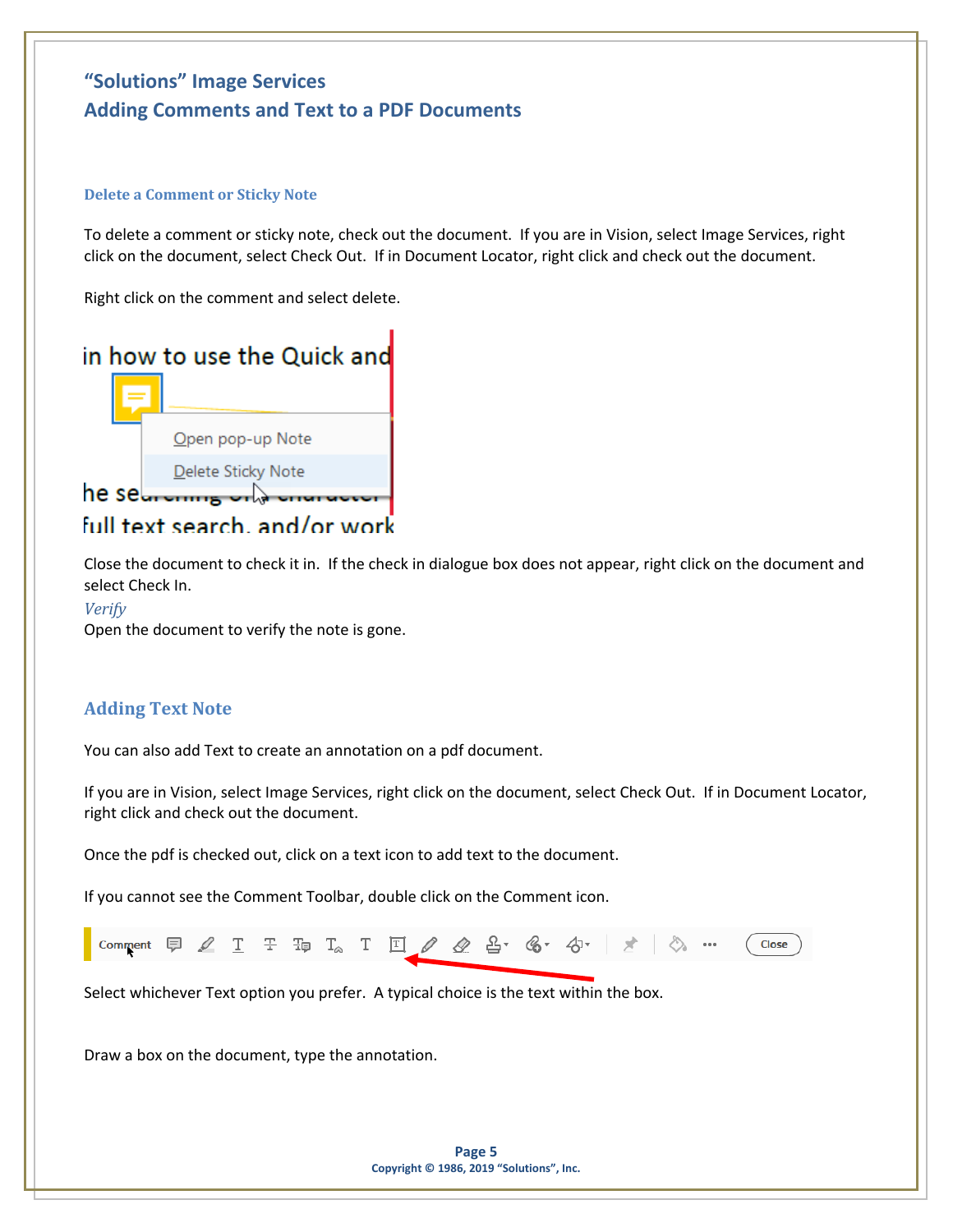## "Solutions" Image Services
## Adding Comments and Text to a PDF Documents

### Delete a Comment or Sticky Note

To delete a comment or sticky note, check out the document. If you are in Vision, select Image Services, right click on the document, select Check Out. If in Document Locator, right click and check out the document.

Right click on the comment and select delete.

Close the document to check it in. If the check in dialogue box does not appear, right click on the document and select Check In.

*Verify*

Open the document to verify the note is gone.

### Adding Text Note

You can also add Text to create an annotation on a pdf document.

If you are in Vision, select Image Services, right click on the document, select Check Out. If in Document Locator, right click and check out the document.

Once the pdf is checked out, click on a text icon to add text to the document.

If you cannot see the Comment Toolbar, double click on the Comment icon.

Select whichever Text option you prefer. A typical choice is the text within the box.

Draw a box on the document, type the annotation.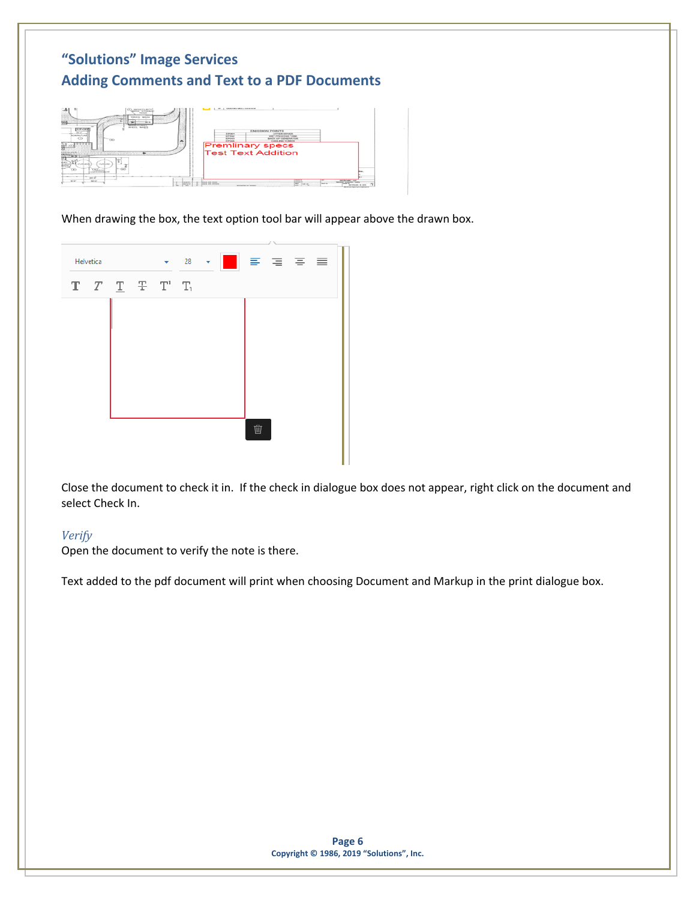## "Solutions" Image Services
## Adding Comments and Text to a PDF Documents

When drawing the box, the text option tool bar will appear above the drawn box.

Close the document to check it in. If the check in dialogue box does not appear, right click on the document and select Check In.

### *Verify*

Open the document to verify the note is there.

Text added to the pdf document will print when choosing Document and Markup in the print dialogue box.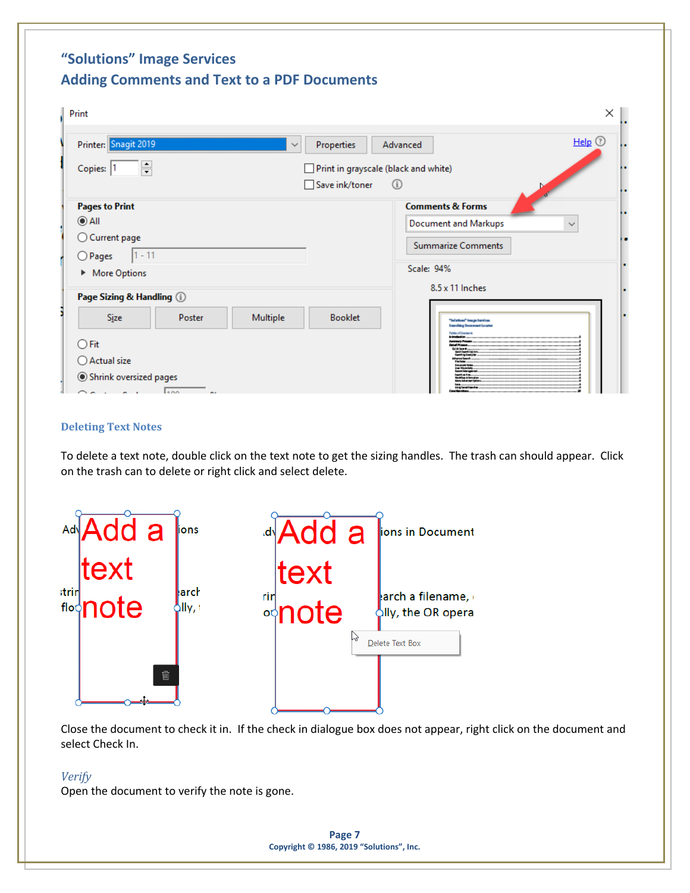## Deleting Text Notes

To delete a text note, double click on the text note to get the sizing handles. The trash can should appear. Click on the trash can to delete or right click and select delete.

Close the document to check it in. If the check in dialogue box does not appear, right click on the document and select Check In.

*Verify*

Open the document to verify the note is gone.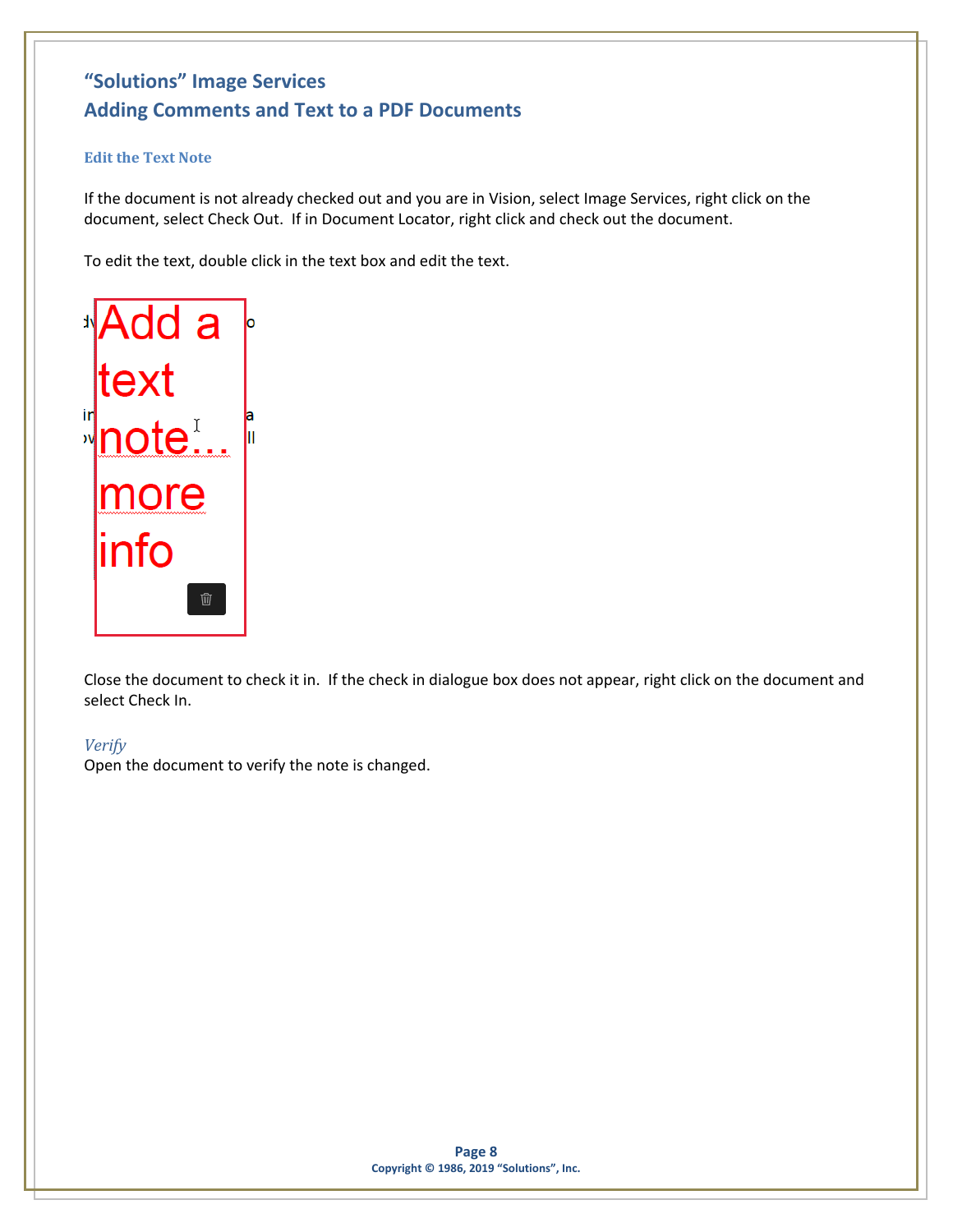# "Solutions" Image Services
# Adding Comments and Text to a PDF Documents

### Edit the Text Note

If the document is not already checked out and you are in Vision, select Image Services, right click on the document, select Check Out. If in Document Locator, right click and check out the document.

To edit the text, double click in the text box and edit the text.

Add a text note... more info

Close the document to check it in. If the check in dialogue box does not appear, right click on the document and select Check In.

*Verify*

Open the document to verify the note is changed.